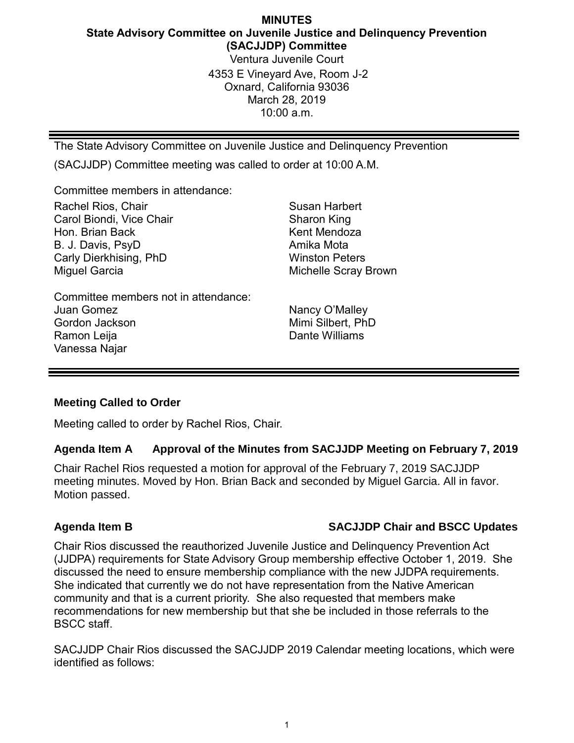# MINUTES

## State Advisory Committee on Juvenile Justice and Delinquency Prevention (SACJJDP) Committee

Ventura Juvenile Court
4353 E Vineyard Ave, Room J-2
Oxnard, California 93036
March 28, 2019
10:00 a.m.

---

The State Advisory Committee on Juvenile Justice and Delinquency Prevention (SACJJDP) Committee meeting was called to order at 10:00 A.M.

Committee members in attendance:

Rachel Rios, Chair
Carol Biondi, Vice Chair
Hon. Brian Back
B. J. Davis, PsyD
Carly Dierkhising, PhD
Miguel Garcia
Susan Harbert
Sharon King
Kent Mendoza
Amika Mota
Winston Peters
Michelle Scray Brown

Committee members not in attendance:

Juan Gomez
Gordon Jackson
Ramon Leija
Vanessa Najar
Nancy O'Malley
Mimi Silbert, PhD
Dante Williams

---

**Meeting Called to Order**

Meeting called to order by Rachel Rios, Chair.

**Agenda Item A Approval of the Minutes from SACJJDP Meeting on February 7, 2019**

Chair Rachel Rios requested a motion for approval of the February 7, 2019 SACJJDP meeting minutes. Moved by Hon. Brian Back and seconded by Miguel Garcia. All in favor. Motion passed.

**Agenda Item B SACJJDP Chair and BSCC Updates**

Chair Rios discussed the reauthorized Juvenile Justice and Delinquency Prevention Act (JJDPA) requirements for State Advisory Group membership effective October 1, 2019. She discussed the need to ensure membership compliance with the new JJDPA requirements. She indicated that currently we do not have representation from the Native American community and that is a current priority. She also requested that members make recommendations for new membership but that she be included in those referrals to the BSCC staff.

SACJJDP Chair Rios discussed the SACJJDP 2019 Calendar meeting locations, which were identified as follows: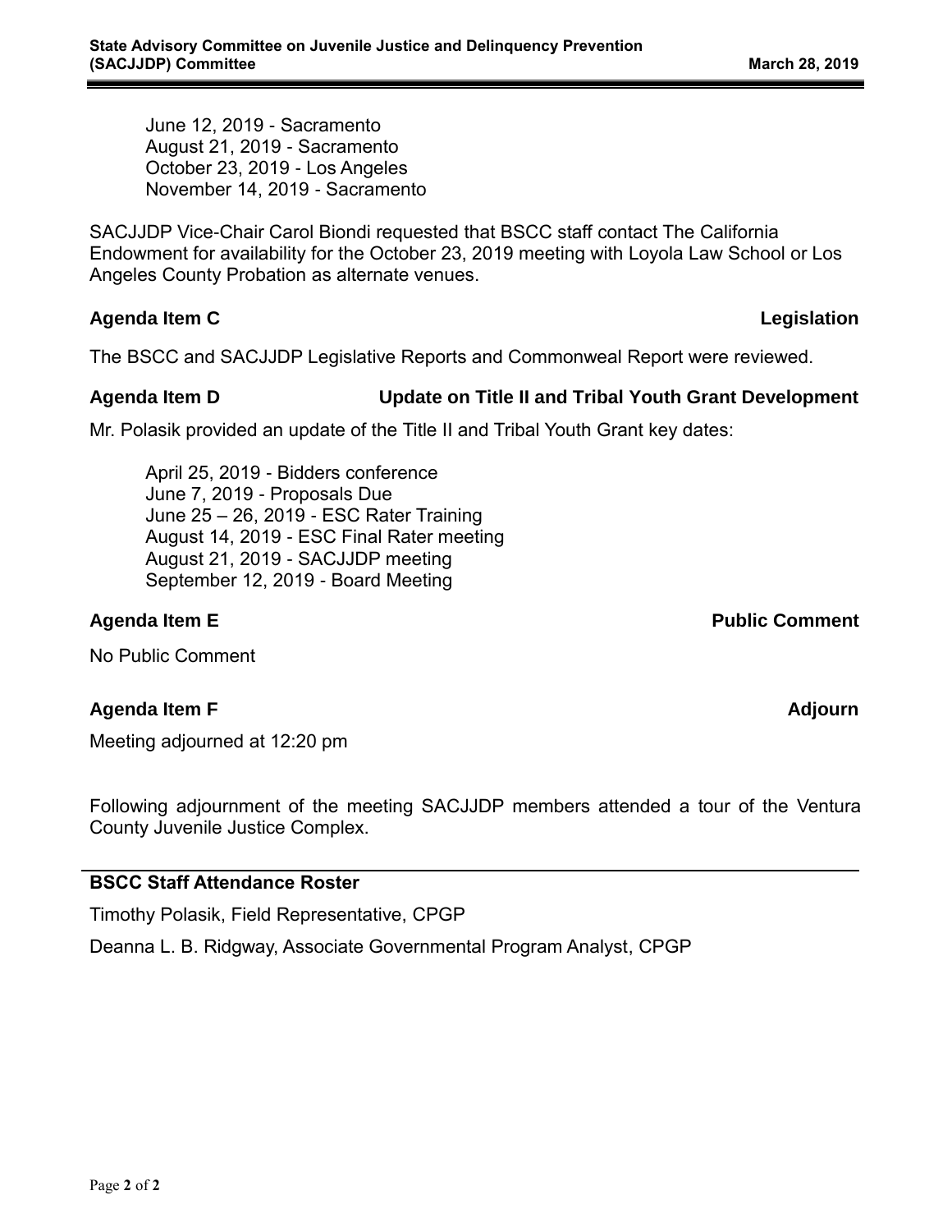June 12, 2019 - Sacramento
August 21, 2019 - Sacramento
October 23, 2019 - Los Angeles
November 14, 2019 - Sacramento

SACJJDP Vice-Chair Carol Biondi requested that BSCC staff contact The California Endowment for availability for the October 23, 2019 meeting with Loyola Law School or Los Angeles County Probation as alternate venues.

**Agenda Item C** **Legislation**

The BSCC and SACJJDP Legislative Reports and Commonweal Report were reviewed.

**Agenda Item D** **Update on Title II and Tribal Youth Grant Development**

Mr. Polasik provided an update of the Title II and Tribal Youth Grant key dates:

April 25, 2019 - Bidders conference
June 7, 2019 - Proposals Due
June 25 – 26, 2019 - ESC Rater Training
August 14, 2019 - ESC Final Rater meeting
August 21, 2019 - SACJJDP meeting
September 12, 2019 - Board Meeting

**Agenda Item E** **Public Comment**

No Public Comment

**Agenda Item F** **Adjourn**

Meeting adjourned at 12:20 pm

Following adjournment of the meeting SACJJDP members attended a tour of the Ventura County Juvenile Justice Complex.

---

**BSCC Staff Attendance Roster**

Timothy Polasik, Field Representative, CPGP

Deanna L. B. Ridgway, Associate Governmental Program Analyst, CPGP